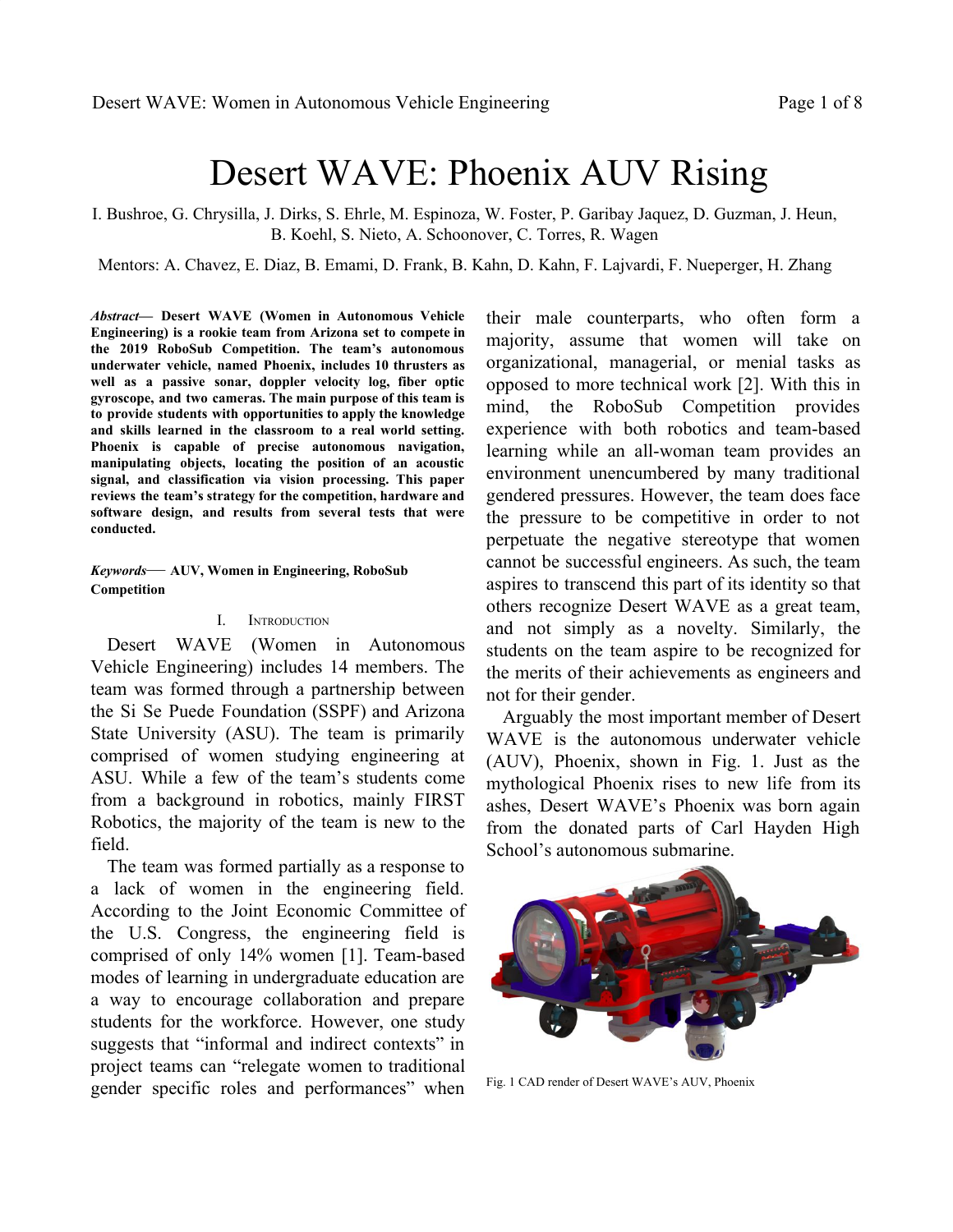# Desert WAVE: Phoenix AUV Rising

I. Bushroe, G. Chrysilla, J. Dirks, S. Ehrle, M. Espinoza, W. Foster, P. Garibay Jaquez, D. Guzman, J. Heun, B. Koehl, S. Nieto, A. Schoonover, C. Torres, R. Wagen

Mentors: A. Chavez, E. Diaz, B. Emami, D. Frank, B. Kahn, D. Kahn, F. Lajvardi, F. Nueperger, H. Zhang

***Abstract*— Desert WAVE (Women in Autonomous Vehicle Engineering) is a rookie team from Arizona set to compete in the 2019 RoboSub Competition. The team's autonomous underwater vehicle, named Phoenix, includes 10 thrusters as well as a passive sonar, doppler velocity log, fiber optic gyroscope, and two cameras. The main purpose of this team is to provide students with opportunities to apply the knowledge and skills learned in the classroom to a real world setting. Phoenix is capable of precise autonomous navigation, manipulating objects, locating the position of an acoustic signal, and classification via vision processing. This paper reviews the team's strategy for the competition, hardware and software design, and results from several tests that were conducted.**

***Keywords*— AUV, Women in Engineering, RoboSub Competition**

## I. Introduction

Desert WAVE (Women in Autonomous Vehicle Engineering) includes 14 members. The team was formed through a partnership between the Si Se Puede Foundation (SSPF) and Arizona State University (ASU). The team is primarily comprised of women studying engineering at ASU. While a few of the team's students come from a background in robotics, mainly FIRST Robotics, the majority of the team is new to the field.

The team was formed partially as a response to a lack of women in the engineering field. According to the Joint Economic Committee of the U.S. Congress, the engineering field is comprised of only 14% women [1]. Team-based modes of learning in undergraduate education are a way to encourage collaboration and prepare students for the workforce. However, one study suggests that "informal and indirect contexts" in project teams can "relegate women to traditional gender specific roles and performances" when their male counterparts, who often form a majority, assume that women will take on organizational, managerial, or menial tasks as opposed to more technical work [2]. With this in mind, the RoboSub Competition provides experience with both robotics and team-based learning while an all-woman team provides an environment unencumbered by many traditional gendered pressures. However, the team does face the pressure to be competitive in order to not perpetuate the negative stereotype that women cannot be successful engineers. As such, the team aspires to transcend this part of its identity so that others recognize Desert WAVE as a great team, and not simply as a novelty. Similarly, the students on the team aspire to be recognized for the merits of their achievements as engineers and not for their gender.

Arguably the most important member of Desert WAVE is the autonomous underwater vehicle (AUV), Phoenix, shown in Fig. 1. Just as the mythological Phoenix rises to new life from its ashes, Desert WAVE's Phoenix was born again from the donated parts of Carl Hayden High School's autonomous submarine.

Fig. 1 CAD render of Desert WAVE's AUV, Phoenix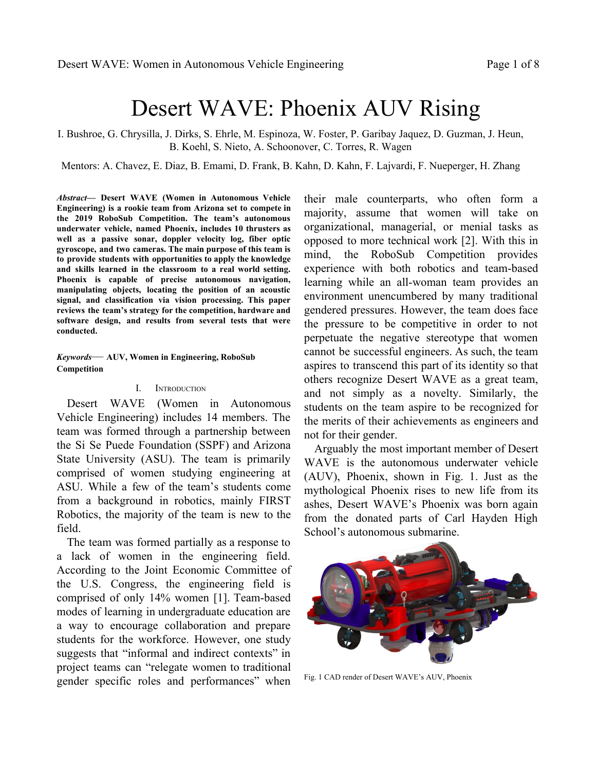# Desert WAVE: Phoenix AUV Rising

I. Bushroe, G. Chrysilla, J. Dirks, S. Ehrle, M. Espinoza, W. Foster, P. Garibay Jaquez, D. Guzman, J. Heun, B. Koehl, S. Nieto, A. Schoonover, C. Torres, R. Wagen

Mentors: A. Chavez, E. Diaz, B. Emami, D. Frank, B. Kahn, D. Kahn, F. Lajvardi, F. Nueperger, H. Zhang

***Abstract*— Desert WAVE (Women in Autonomous Vehicle Engineering) is a rookie team from Arizona set to compete in the 2019 RoboSub Competition. The team's autonomous underwater vehicle, named Phoenix, includes 10 thrusters as well as a passive sonar, doppler velocity log, fiber optic gyroscope, and two cameras. The main purpose of this team is to provide students with opportunities to apply the knowledge and skills learned in the classroom to a real world setting. Phoenix is capable of precise autonomous navigation, manipulating objects, locating the position of an acoustic signal, and classification via vision processing. This paper reviews the team's strategy for the competition, hardware and software design, and results from several tests that were conducted.**

***Keywords*— AUV, Women in Engineering, RoboSub Competition**

## I. Introduction

Desert WAVE (Women in Autonomous Vehicle Engineering) includes 14 members. The team was formed through a partnership between the Si Se Puede Foundation (SSPF) and Arizona State University (ASU). The team is primarily comprised of women studying engineering at ASU. While a few of the team's students come from a background in robotics, mainly FIRST Robotics, the majority of the team is new to the field.

The team was formed partially as a response to a lack of women in the engineering field. According to the Joint Economic Committee of the U.S. Congress, the engineering field is comprised of only 14% women [1]. Team-based modes of learning in undergraduate education are a way to encourage collaboration and prepare students for the workforce. However, one study suggests that "informal and indirect contexts" in project teams can "relegate women to traditional gender specific roles and performances" when their male counterparts, who often form a majority, assume that women will take on organizational, managerial, or menial tasks as opposed to more technical work [2]. With this in mind, the RoboSub Competition provides experience with both robotics and team-based learning while an all-woman team provides an environment unencumbered by many traditional gendered pressures. However, the team does face the pressure to be competitive in order to not perpetuate the negative stereotype that women cannot be successful engineers. As such, the team aspires to transcend this part of its identity so that others recognize Desert WAVE as a great team, and not simply as a novelty. Similarly, the students on the team aspire to be recognized for the merits of their achievements as engineers and not for their gender.

Arguably the most important member of Desert WAVE is the autonomous underwater vehicle (AUV), Phoenix, shown in Fig. 1. Just as the mythological Phoenix rises to new life from its ashes, Desert WAVE's Phoenix was born again from the donated parts of Carl Hayden High School's autonomous submarine.

Fig. 1 CAD render of Desert WAVE's AUV, Phoenix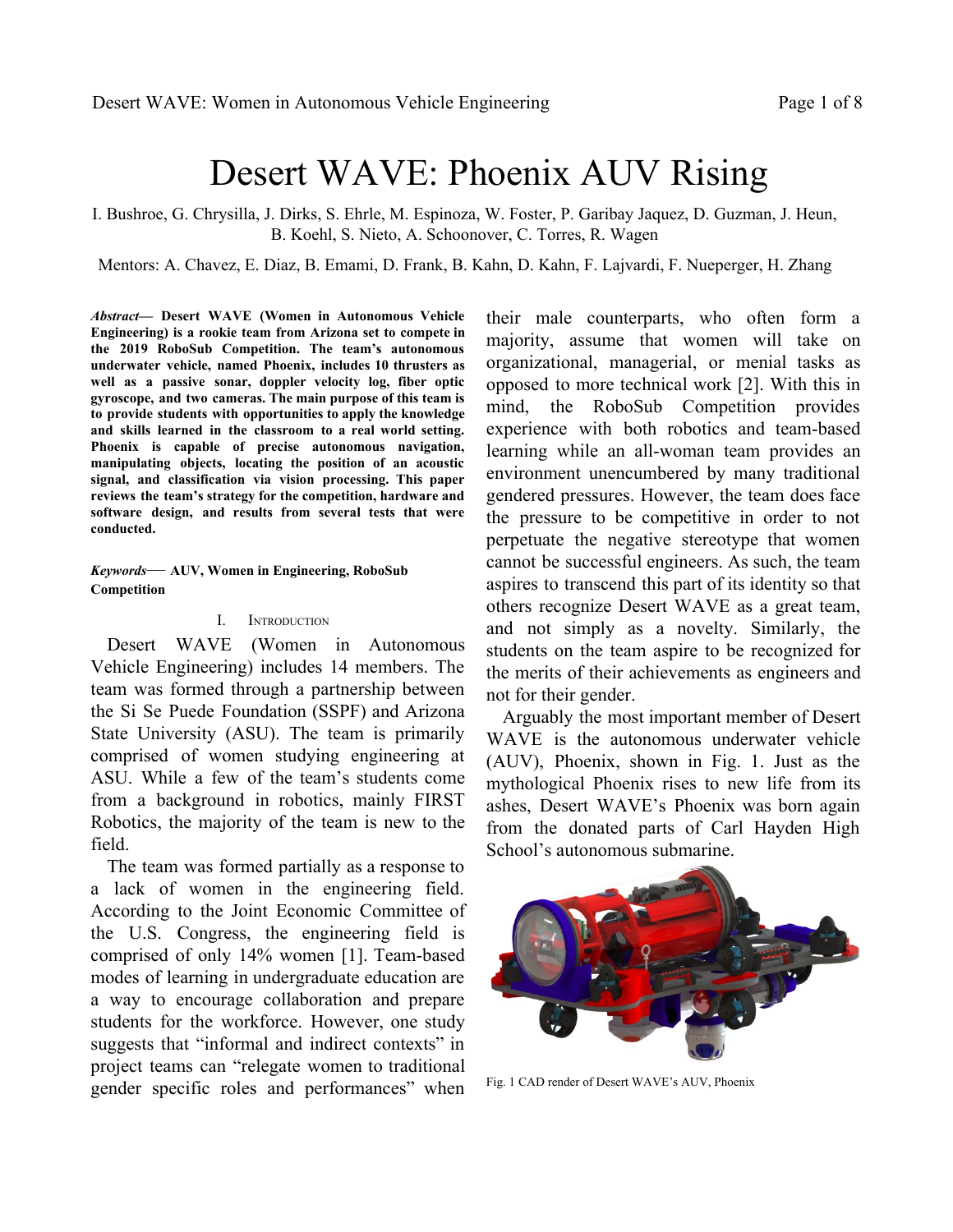# Desert WAVE: Phoenix AUV Rising

I. Bushroe, G. Chrysilla, J. Dirks, S. Ehrle, M. Espinoza, W. Foster, P. Garibay Jaquez, D. Guzman, J. Heun, B. Koehl, S. Nieto, A. Schoonover, C. Torres, R. Wagen

Mentors: A. Chavez, E. Diaz, B. Emami, D. Frank, B. Kahn, D. Kahn, F. Lajvardi, F. Nueperger, H. Zhang

***Abstract*— Desert WAVE (Women in Autonomous Vehicle Engineering) is a rookie team from Arizona set to compete in the 2019 RoboSub Competition. The team's autonomous underwater vehicle, named Phoenix, includes 10 thrusters as well as a passive sonar, doppler velocity log, fiber optic gyroscope, and two cameras. The main purpose of this team is to provide students with opportunities to apply the knowledge and skills learned in the classroom to a real world setting. Phoenix is capable of precise autonomous navigation, manipulating objects, locating the position of an acoustic signal, and classification via vision processing. This paper reviews the team's strategy for the competition, hardware and software design, and results from several tests that were conducted.**

***Keywords*— AUV, Women in Engineering, RoboSub Competition**

## I. Introduction

Desert WAVE (Women in Autonomous Vehicle Engineering) includes 14 members. The team was formed through a partnership between the Si Se Puede Foundation (SSPF) and Arizona State University (ASU). The team is primarily comprised of women studying engineering at ASU. While a few of the team's students come from a background in robotics, mainly FIRST Robotics, the majority of the team is new to the field.

The team was formed partially as a response to a lack of women in the engineering field. According to the Joint Economic Committee of the U.S. Congress, the engineering field is comprised of only 14% women [1]. Team-based modes of learning in undergraduate education are a way to encourage collaboration and prepare students for the workforce. However, one study suggests that "informal and indirect contexts" in project teams can "relegate women to traditional gender specific roles and performances" when their male counterparts, who often form a majority, assume that women will take on organizational, managerial, or menial tasks as opposed to more technical work [2]. With this in mind, the RoboSub Competition provides experience with both robotics and team-based learning while an all-woman team provides an environment unencumbered by many traditional gendered pressures. However, the team does face the pressure to be competitive in order to not perpetuate the negative stereotype that women cannot be successful engineers. As such, the team aspires to transcend this part of its identity so that others recognize Desert WAVE as a great team, and not simply as a novelty. Similarly, the students on the team aspire to be recognized for the merits of their achievements as engineers and not for their gender.

Arguably the most important member of Desert WAVE is the autonomous underwater vehicle (AUV), Phoenix, shown in Fig. 1. Just as the mythological Phoenix rises to new life from its ashes, Desert WAVE's Phoenix was born again from the donated parts of Carl Hayden High School's autonomous submarine.

Fig. 1 CAD render of Desert WAVE's AUV, Phoenix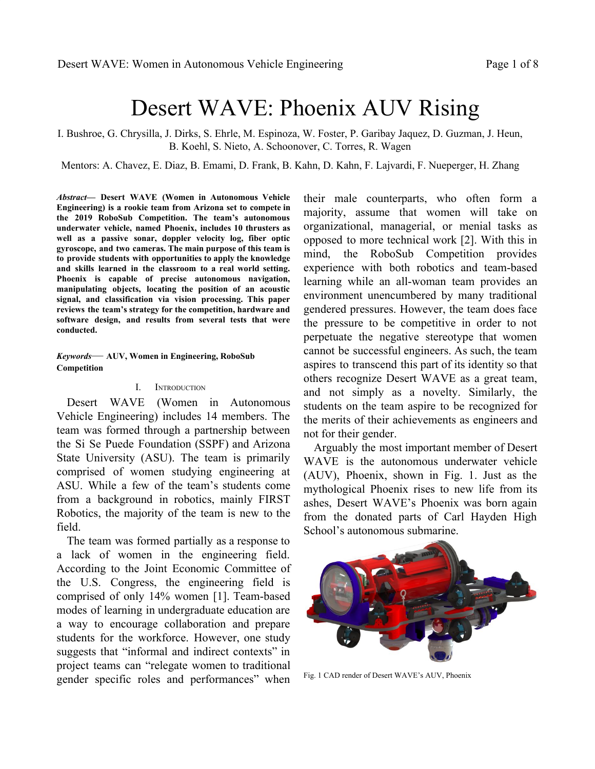# Desert WAVE: Phoenix AUV Rising

I. Bushroe, G. Chrysilla, J. Dirks, S. Ehrle, M. Espinoza, W. Foster, P. Garibay Jaquez, D. Guzman, J. Heun, B. Koehl, S. Nieto, A. Schoonover, C. Torres, R. Wagen

Mentors: A. Chavez, E. Diaz, B. Emami, D. Frank, B. Kahn, D. Kahn, F. Lajvardi, F. Nueperger, H. Zhang

***Abstract*— Desert WAVE (Women in Autonomous Vehicle Engineering) is a rookie team from Arizona set to compete in the 2019 RoboSub Competition. The team's autonomous underwater vehicle, named Phoenix, includes 10 thrusters as well as a passive sonar, doppler velocity log, fiber optic gyroscope, and two cameras. The main purpose of this team is to provide students with opportunities to apply the knowledge and skills learned in the classroom to a real world setting. Phoenix is capable of precise autonomous navigation, manipulating objects, locating the position of an acoustic signal, and classification via vision processing. This paper reviews the team's strategy for the competition, hardware and software design, and results from several tests that were conducted.**

***Keywords*— AUV, Women in Engineering, RoboSub Competition**

## I. Introduction

Desert WAVE (Women in Autonomous Vehicle Engineering) includes 14 members. The team was formed through a partnership between the Si Se Puede Foundation (SSPF) and Arizona State University (ASU). The team is primarily comprised of women studying engineering at ASU. While a few of the team's students come from a background in robotics, mainly FIRST Robotics, the majority of the team is new to the field.

The team was formed partially as a response to a lack of women in the engineering field. According to the Joint Economic Committee of the U.S. Congress, the engineering field is comprised of only 14% women [1]. Team-based modes of learning in undergraduate education are a way to encourage collaboration and prepare students for the workforce. However, one study suggests that "informal and indirect contexts" in project teams can "relegate women to traditional gender specific roles and performances" when their male counterparts, who often form a majority, assume that women will take on organizational, managerial, or menial tasks as opposed to more technical work [2]. With this in mind, the RoboSub Competition provides experience with both robotics and team-based learning while an all-woman team provides an environment unencumbered by many traditional gendered pressures. However, the team does face the pressure to be competitive in order to not perpetuate the negative stereotype that women cannot be successful engineers. As such, the team aspires to transcend this part of its identity so that others recognize Desert WAVE as a great team, and not simply as a novelty. Similarly, the students on the team aspire to be recognized for the merits of their achievements as engineers and not for their gender.

Arguably the most important member of Desert WAVE is the autonomous underwater vehicle (AUV), Phoenix, shown in Fig. 1. Just as the mythological Phoenix rises to new life from its ashes, Desert WAVE's Phoenix was born again from the donated parts of Carl Hayden High School's autonomous submarine.

Fig. 1 CAD render of Desert WAVE's AUV, Phoenix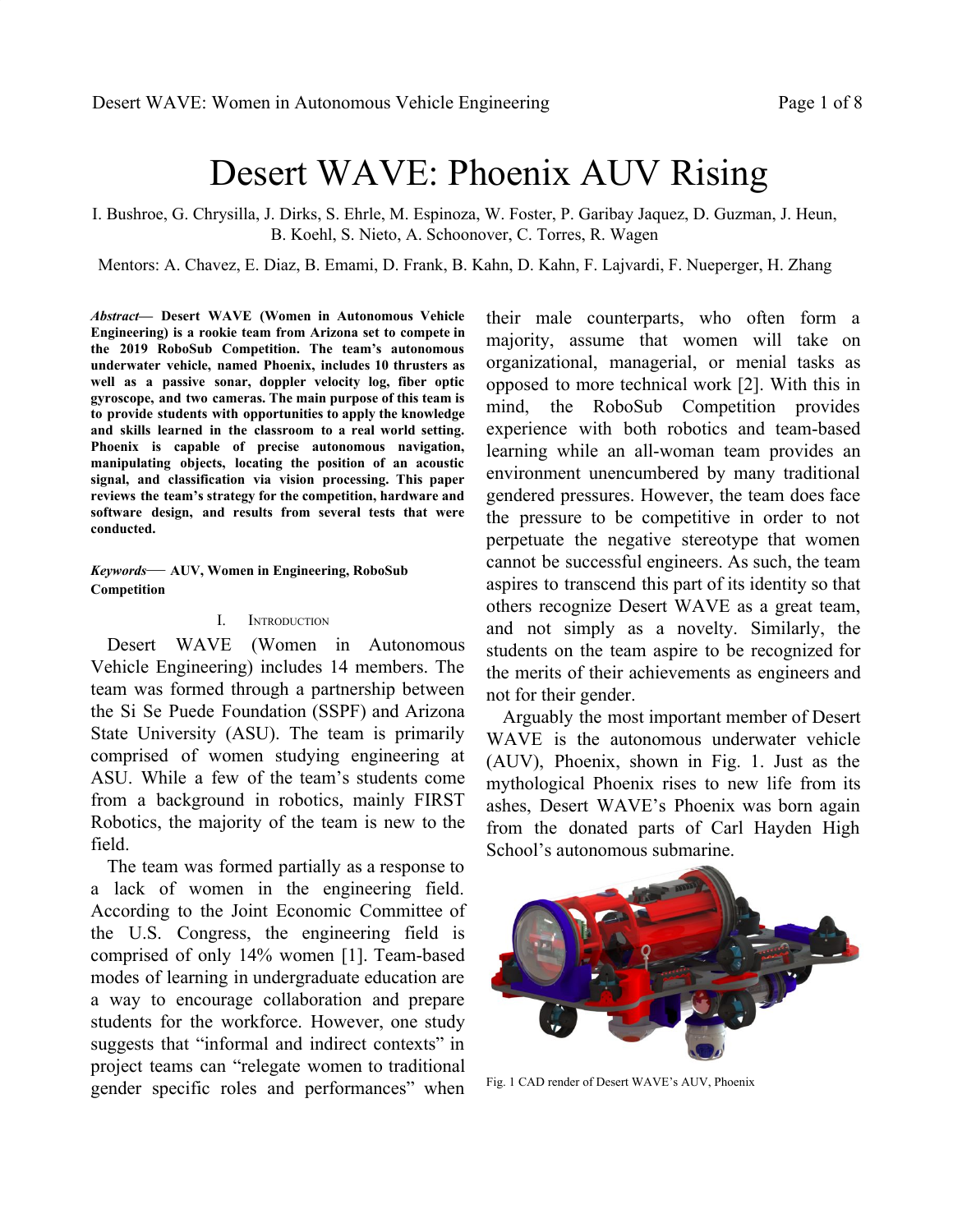# Desert WAVE: Phoenix AUV Rising

I. Bushroe, G. Chrysilla, J. Dirks, S. Ehrle, M. Espinoza, W. Foster, P. Garibay Jaquez, D. Guzman, J. Heun, B. Koehl, S. Nieto, A. Schoonover, C. Torres, R. Wagen

Mentors: A. Chavez, E. Diaz, B. Emami, D. Frank, B. Kahn, D. Kahn, F. Lajvardi, F. Nueperger, H. Zhang

***Abstract*— Desert WAVE (Women in Autonomous Vehicle Engineering) is a rookie team from Arizona set to compete in the 2019 RoboSub Competition. The team's autonomous underwater vehicle, named Phoenix, includes 10 thrusters as well as a passive sonar, doppler velocity log, fiber optic gyroscope, and two cameras. The main purpose of this team is to provide students with opportunities to apply the knowledge and skills learned in the classroom to a real world setting. Phoenix is capable of precise autonomous navigation, manipulating objects, locating the position of an acoustic signal, and classification via vision processing. This paper reviews the team's strategy for the competition, hardware and software design, and results from several tests that were conducted.**

***Keywords*— AUV, Women in Engineering, RoboSub Competition**

## I. Introduction

Desert WAVE (Women in Autonomous Vehicle Engineering) includes 14 members. The team was formed through a partnership between the Si Se Puede Foundation (SSPF) and Arizona State University (ASU). The team is primarily comprised of women studying engineering at ASU. While a few of the team's students come from a background in robotics, mainly FIRST Robotics, the majority of the team is new to the field.

The team was formed partially as a response to a lack of women in the engineering field. According to the Joint Economic Committee of the U.S. Congress, the engineering field is comprised of only 14% women [1]. Team-based modes of learning in undergraduate education are a way to encourage collaboration and prepare students for the workforce. However, one study suggests that "informal and indirect contexts" in project teams can "relegate women to traditional gender specific roles and performances" when their male counterparts, who often form a majority, assume that women will take on organizational, managerial, or menial tasks as opposed to more technical work [2]. With this in mind, the RoboSub Competition provides experience with both robotics and team-based learning while an all-woman team provides an environment unencumbered by many traditional gendered pressures. However, the team does face the pressure to be competitive in order to not perpetuate the negative stereotype that women cannot be successful engineers. As such, the team aspires to transcend this part of its identity so that others recognize Desert WAVE as a great team, and not simply as a novelty. Similarly, the students on the team aspire to be recognized for the merits of their achievements as engineers and not for their gender.

Arguably the most important member of Desert WAVE is the autonomous underwater vehicle (AUV), Phoenix, shown in Fig. 1. Just as the mythological Phoenix rises to new life from its ashes, Desert WAVE's Phoenix was born again from the donated parts of Carl Hayden High School's autonomous submarine.

Fig. 1 CAD render of Desert WAVE's AUV, Phoenix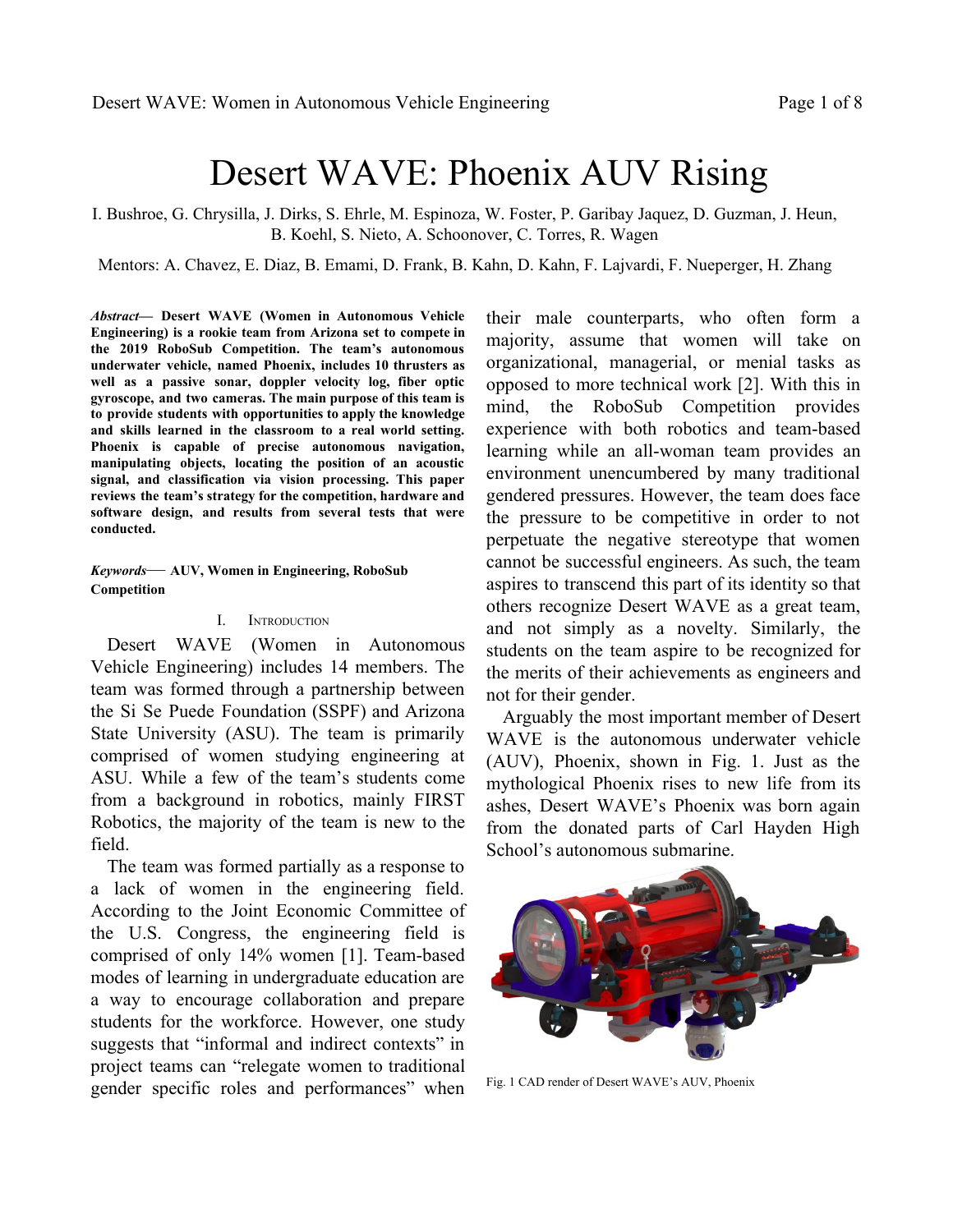# Desert WAVE: Phoenix AUV Rising

I. Bushroe, G. Chrysilla, J. Dirks, S. Ehrle, M. Espinoza, W. Foster, P. Garibay Jaquez, D. Guzman, J. Heun, B. Koehl, S. Nieto, A. Schoonover, C. Torres, R. Wagen

Mentors: A. Chavez, E. Diaz, B. Emami, D. Frank, B. Kahn, D. Kahn, F. Lajvardi, F. Nueperger, H. Zhang

***Abstract*— Desert WAVE (Women in Autonomous Vehicle Engineering) is a rookie team from Arizona set to compete in the 2019 RoboSub Competition. The team's autonomous underwater vehicle, named Phoenix, includes 10 thrusters as well as a passive sonar, doppler velocity log, fiber optic gyroscope, and two cameras. The main purpose of this team is to provide students with opportunities to apply the knowledge and skills learned in the classroom to a real world setting. Phoenix is capable of precise autonomous navigation, manipulating objects, locating the position of an acoustic signal, and classification via vision processing. This paper reviews the team's strategy for the competition, hardware and software design, and results from several tests that were conducted.**

***Keywords*— AUV, Women in Engineering, RoboSub Competition**

## I. Introduction

Desert WAVE (Women in Autonomous Vehicle Engineering) includes 14 members. The team was formed through a partnership between the Si Se Puede Foundation (SSPF) and Arizona State University (ASU). The team is primarily comprised of women studying engineering at ASU. While a few of the team's students come from a background in robotics, mainly FIRST Robotics, the majority of the team is new to the field.

The team was formed partially as a response to a lack of women in the engineering field. According to the Joint Economic Committee of the U.S. Congress, the engineering field is comprised of only 14% women [1]. Team-based modes of learning in undergraduate education are a way to encourage collaboration and prepare students for the workforce. However, one study suggests that "informal and indirect contexts" in project teams can "relegate women to traditional gender specific roles and performances" when their male counterparts, who often form a majority, assume that women will take on organizational, managerial, or menial tasks as opposed to more technical work [2]. With this in mind, the RoboSub Competition provides experience with both robotics and team-based learning while an all-woman team provides an environment unencumbered by many traditional gendered pressures. However, the team does face the pressure to be competitive in order to not perpetuate the negative stereotype that women cannot be successful engineers. As such, the team aspires to transcend this part of its identity so that others recognize Desert WAVE as a great team, and not simply as a novelty. Similarly, the students on the team aspire to be recognized for the merits of their achievements as engineers and not for their gender.

Arguably the most important member of Desert WAVE is the autonomous underwater vehicle (AUV), Phoenix, shown in Fig. 1. Just as the mythological Phoenix rises to new life from its ashes, Desert WAVE's Phoenix was born again from the donated parts of Carl Hayden High School's autonomous submarine.

Fig. 1 CAD render of Desert WAVE's AUV, Phoenix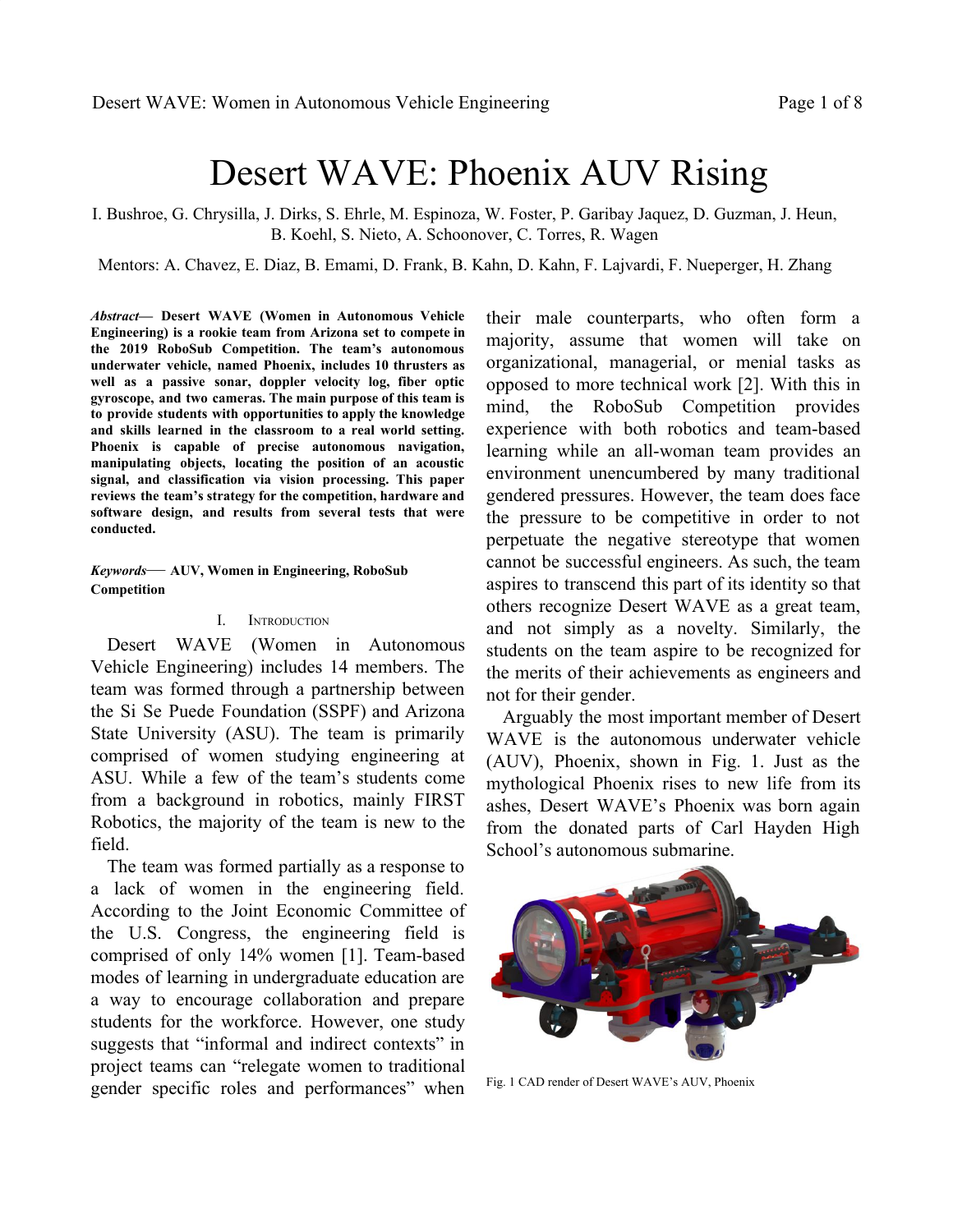# Desert WAVE: Phoenix AUV Rising

I. Bushroe, G. Chrysilla, J. Dirks, S. Ehrle, M. Espinoza, W. Foster, P. Garibay Jaquez, D. Guzman, J. Heun, B. Koehl, S. Nieto, A. Schoonover, C. Torres, R. Wagen

Mentors: A. Chavez, E. Diaz, B. Emami, D. Frank, B. Kahn, D. Kahn, F. Lajvardi, F. Nueperger, H. Zhang

***Abstract*— Desert WAVE (Women in Autonomous Vehicle Engineering) is a rookie team from Arizona set to compete in the 2019 RoboSub Competition. The team's autonomous underwater vehicle, named Phoenix, includes 10 thrusters as well as a passive sonar, doppler velocity log, fiber optic gyroscope, and two cameras. The main purpose of this team is to provide students with opportunities to apply the knowledge and skills learned in the classroom to a real world setting. Phoenix is capable of precise autonomous navigation, manipulating objects, locating the position of an acoustic signal, and classification via vision processing. This paper reviews the team's strategy for the competition, hardware and software design, and results from several tests that were conducted.**

***Keywords*— AUV, Women in Engineering, RoboSub Competition**

## I. Introduction

Desert WAVE (Women in Autonomous Vehicle Engineering) includes 14 members. The team was formed through a partnership between the Si Se Puede Foundation (SSPF) and Arizona State University (ASU). The team is primarily comprised of women studying engineering at ASU. While a few of the team's students come from a background in robotics, mainly FIRST Robotics, the majority of the team is new to the field.

The team was formed partially as a response to a lack of women in the engineering field. According to the Joint Economic Committee of the U.S. Congress, the engineering field is comprised of only 14% women [1]. Team-based modes of learning in undergraduate education are a way to encourage collaboration and prepare students for the workforce. However, one study suggests that "informal and indirect contexts" in project teams can "relegate women to traditional gender specific roles and performances" when their male counterparts, who often form a majority, assume that women will take on organizational, managerial, or menial tasks as opposed to more technical work [2]. With this in mind, the RoboSub Competition provides experience with both robotics and team-based learning while an all-woman team provides an environment unencumbered by many traditional gendered pressures. However, the team does face the pressure to be competitive in order to not perpetuate the negative stereotype that women cannot be successful engineers. As such, the team aspires to transcend this part of its identity so that others recognize Desert WAVE as a great team, and not simply as a novelty. Similarly, the students on the team aspire to be recognized for the merits of their achievements as engineers and not for their gender.

Arguably the most important member of Desert WAVE is the autonomous underwater vehicle (AUV), Phoenix, shown in Fig. 1. Just as the mythological Phoenix rises to new life from its ashes, Desert WAVE's Phoenix was born again from the donated parts of Carl Hayden High School's autonomous submarine.

Fig. 1 CAD render of Desert WAVE's AUV, Phoenix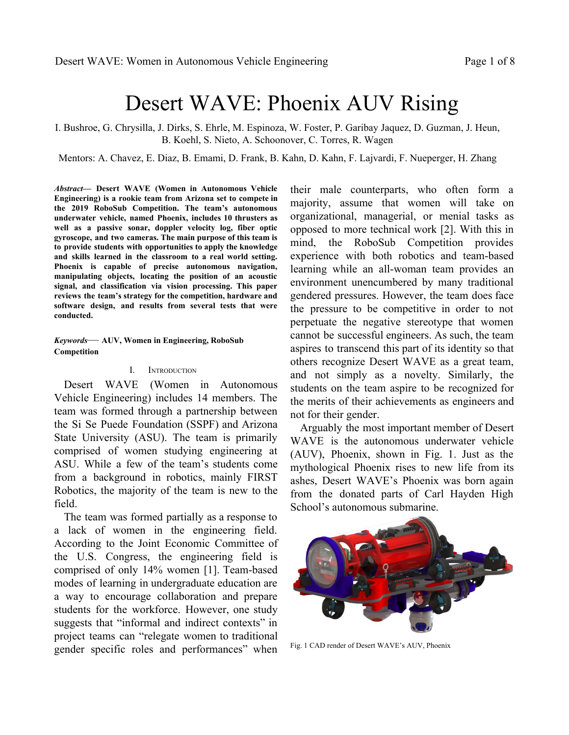# Desert WAVE: Phoenix AUV Rising

I. Bushroe, G. Chrysilla, J. Dirks, S. Ehrle, M. Espinoza, W. Foster, P. Garibay Jaquez, D. Guzman, J. Heun, B. Koehl, S. Nieto, A. Schoonover, C. Torres, R. Wagen

Mentors: A. Chavez, E. Diaz, B. Emami, D. Frank, B. Kahn, D. Kahn, F. Lajvardi, F. Nueperger, H. Zhang

***Abstract*— Desert WAVE (Women in Autonomous Vehicle Engineering) is a rookie team from Arizona set to compete in the 2019 RoboSub Competition. The team's autonomous underwater vehicle, named Phoenix, includes 10 thrusters as well as a passive sonar, doppler velocity log, fiber optic gyroscope, and two cameras. The main purpose of this team is to provide students with opportunities to apply the knowledge and skills learned in the classroom to a real world setting. Phoenix is capable of precise autonomous navigation, manipulating objects, locating the position of an acoustic signal, and classification via vision processing. This paper reviews the team's strategy for the competition, hardware and software design, and results from several tests that were conducted.**

***Keywords*— AUV, Women in Engineering, RoboSub Competition**

## I. Introduction

Desert WAVE (Women in Autonomous Vehicle Engineering) includes 14 members. The team was formed through a partnership between the Si Se Puede Foundation (SSPF) and Arizona State University (ASU). The team is primarily comprised of women studying engineering at ASU. While a few of the team's students come from a background in robotics, mainly FIRST Robotics, the majority of the team is new to the field.

The team was formed partially as a response to a lack of women in the engineering field. According to the Joint Economic Committee of the U.S. Congress, the engineering field is comprised of only 14% women [1]. Team-based modes of learning in undergraduate education are a way to encourage collaboration and prepare students for the workforce. However, one study suggests that "informal and indirect contexts" in project teams can "relegate women to traditional gender specific roles and performances" when their male counterparts, who often form a majority, assume that women will take on organizational, managerial, or menial tasks as opposed to more technical work [2]. With this in mind, the RoboSub Competition provides experience with both robotics and team-based learning while an all-woman team provides an environment unencumbered by many traditional gendered pressures. However, the team does face the pressure to be competitive in order to not perpetuate the negative stereotype that women cannot be successful engineers. As such, the team aspires to transcend this part of its identity so that others recognize Desert WAVE as a great team, and not simply as a novelty. Similarly, the students on the team aspire to be recognized for the merits of their achievements as engineers and not for their gender.

Arguably the most important member of Desert WAVE is the autonomous underwater vehicle (AUV), Phoenix, shown in Fig. 1. Just as the mythological Phoenix rises to new life from its ashes, Desert WAVE's Phoenix was born again from the donated parts of Carl Hayden High School's autonomous submarine.

Fig. 1 CAD render of Desert WAVE's AUV, Phoenix